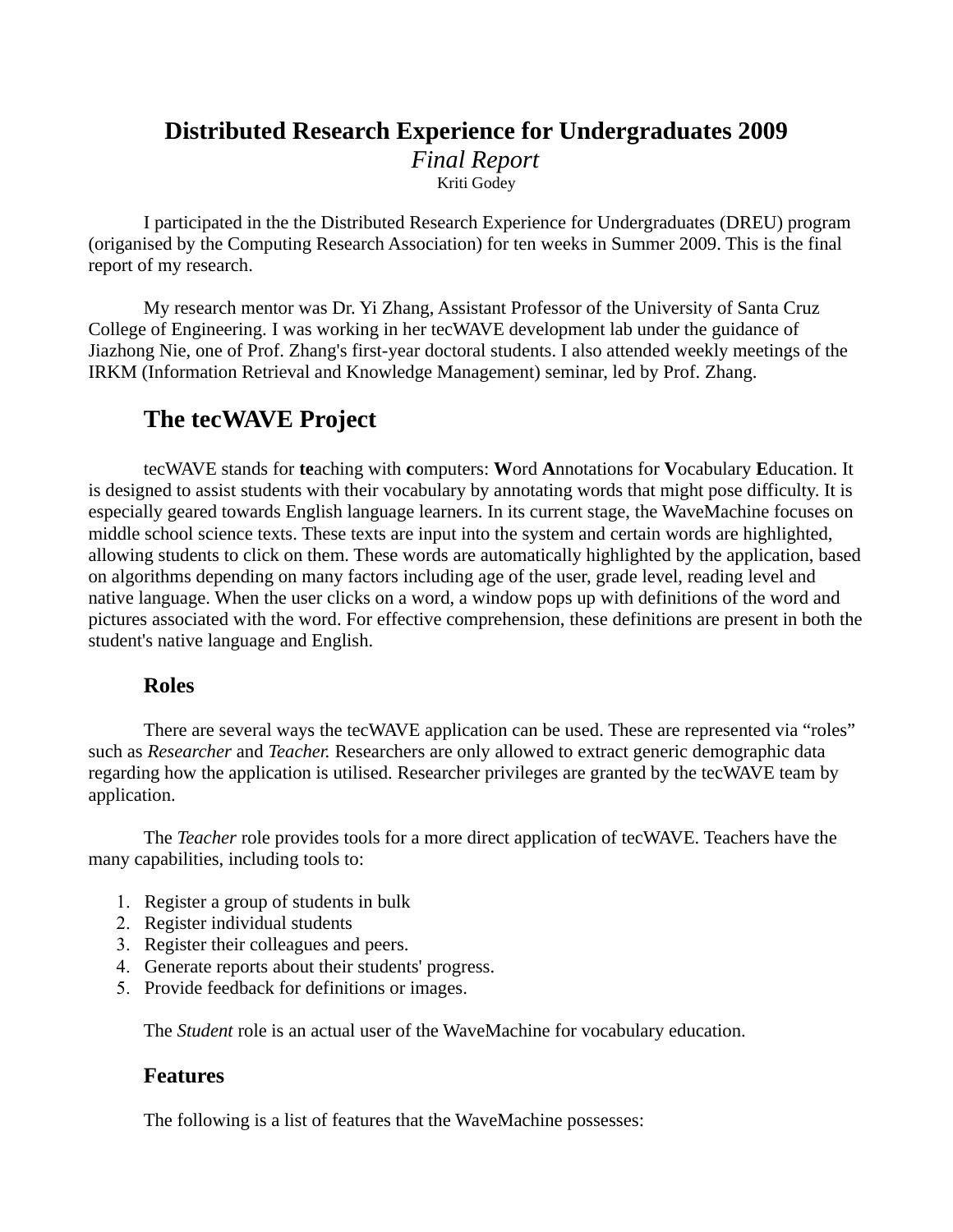# Distributed Research Experience for Undergraduates 2009

*Final Report*

Kriti Godey

I participated in the the Distributed Research Experience for Undergraduates (DREU) program (origanised by the Computing Research Association) for ten weeks in Summer 2009. This is the final report of my research.

My research mentor was Dr. Yi Zhang, Assistant Professor of the University of Santa Cruz College of Engineering. I was working in her tecWAVE development lab under the guidance of Jiazhong Nie, one of Prof. Zhang's first-year doctoral students. I also attended weekly meetings of the IRKM (Information Retrieval and Knowledge Management) seminar, led by Prof. Zhang.

## The tecWAVE Project

tecWAVE stands for **te**aching with **c**omputers: **W**ord **A**nnotations for **V**ocabulary **E**ducation. It is designed to assist students with their vocabulary by annotating words that might pose difficulty. It is especially geared towards English language learners. In its current stage, the WaveMachine focuses on middle school science texts. These texts are input into the system and certain words are highlighted, allowing students to click on them. These words are automatically highlighted by the application, based on algorithms depending on many factors including age of the user, grade level, reading level and native language. When the user clicks on a word, a window pops up with definitions of the word and pictures associated with the word. For effective comprehension, these definitions are present in both the student's native language and English.

### Roles

There are several ways the tecWAVE application can be used. These are represented via "roles" such as *Researcher* and *Teacher.* Researchers are only allowed to extract generic demographic data regarding how the application is utilised. Researcher privileges are granted by the tecWAVE team by application.

The *Teacher* role provides tools for a more direct application of tecWAVE. Teachers have the many capabilities, including tools to:

1. Register a group of students in bulk
2. Register individual students
3. Register their colleagues and peers.
4. Generate reports about their students' progress.
5. Provide feedback for definitions or images.

The *Student* role is an actual user of the WaveMachine for vocabulary education.

### Features

The following is a list of features that the WaveMachine possesses: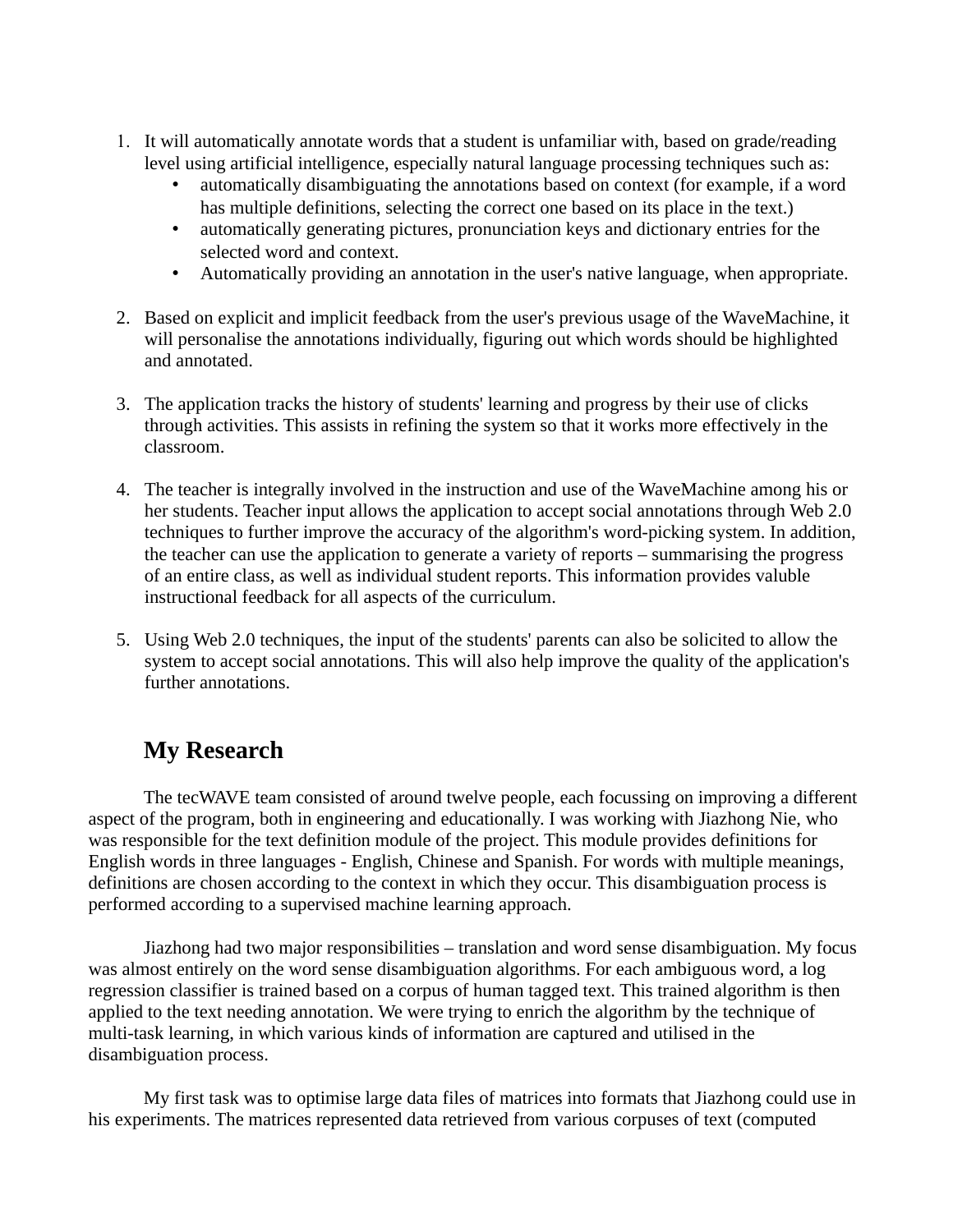1. It will automatically annotate words that a student is unfamiliar with, based on grade/reading level using artificial intelligence, especially natural language processing techniques such as:
    - automatically disambiguating the annotations based on context (for example, if a word has multiple definitions, selecting the correct one based on its place in the text.)
    - automatically generating pictures, pronunciation keys and dictionary entries for the selected word and context.
    - Automatically providing an annotation in the user's native language, when appropriate.

2. Based on explicit and implicit feedback from the user's previous usage of the WaveMachine, it will personalise the annotations individually, figuring out which words should be highlighted and annotated.

3. The application tracks the history of students' learning and progress by their use of clicks through activities. This assists in refining the system so that it works more effectively in the classroom.

4. The teacher is integrally involved in the instruction and use of the WaveMachine among his or her students. Teacher input allows the application to accept social annotations through Web 2.0 techniques to further improve the accuracy of the algorithm's word-picking system. In addition, the teacher can use the application to generate a variety of reports – summarising the progress of an entire class, as well as individual student reports. This information provides valuble instructional feedback for all aspects of the curriculum.

5. Using Web 2.0 techniques, the input of the students' parents can also be solicited to allow the system to accept social annotations. This will also help improve the quality of the application's further annotations.

## My Research

The tecWAVE team consisted of around twelve people, each focussing on improving a different aspect of the program, both in engineering and educationally. I was working with Jiazhong Nie, who was responsible for the text definition module of the project. This module provides definitions for English words in three languages - English, Chinese and Spanish. For words with multiple meanings, definitions are chosen according to the context in which they occur. This disambiguation process is performed according to a supervised machine learning approach.

Jiazhong had two major responsibilities – translation and word sense disambiguation. My focus was almost entirely on the word sense disambiguation algorithms. For each ambiguous word, a log regression classifier is trained based on a corpus of human tagged text. This trained algorithm is then applied to the text needing annotation. We were trying to enrich the algorithm by the technique of multi-task learning, in which various kinds of information are captured and utilised in the disambiguation process.

My first task was to optimise large data files of matrices into formats that Jiazhong could use in his experiments. The matrices represented data retrieved from various corpuses of text (computed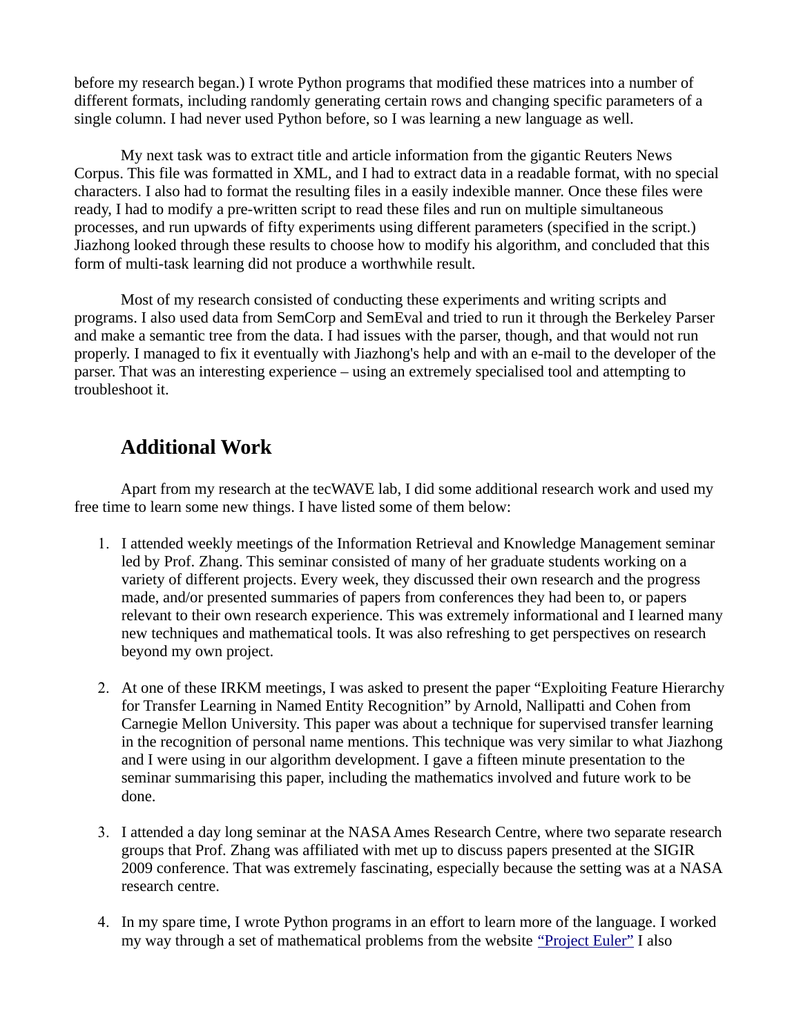before my research began.) I wrote Python programs that modified these matrices into a number of different formats, including randomly generating certain rows and changing specific parameters of a single column. I had never used Python before, so I was learning a new language as well.

My next task was to extract title and article information from the gigantic Reuters News Corpus. This file was formatted in XML, and I had to extract data in a readable format, with no special characters. I also had to format the resulting files in a easily indexible manner. Once these files were ready, I had to modify a pre-written script to read these files and run on multiple simultaneous processes, and run upwards of fifty experiments using different parameters (specified in the script.) Jiazhong looked through these results to choose how to modify his algorithm, and concluded that this form of multi-task learning did not produce a worthwhile result.

Most of my research consisted of conducting these experiments and writing scripts and programs. I also used data from SemCorp and SemEval and tried to run it through the Berkeley Parser and make a semantic tree from the data. I had issues with the parser, though, and that would not run properly. I managed to fix it eventually with Jiazhong's help and with an e-mail to the developer of the parser. That was an interesting experience – using an extremely specialised tool and attempting to troubleshoot it.

## Additional Work

Apart from my research at the tecWAVE lab, I did some additional research work and used my free time to learn some new things. I have listed some of them below:

1. I attended weekly meetings of the Information Retrieval and Knowledge Management seminar led by Prof. Zhang. This seminar consisted of many of her graduate students working on a variety of different projects. Every week, they discussed their own research and the progress made, and/or presented summaries of papers from conferences they had been to, or papers relevant to their own research experience. This was extremely informational and I learned many new techniques and mathematical tools. It was also refreshing to get perspectives on research beyond my own project.

2. At one of these IRKM meetings, I was asked to present the paper "Exploiting Feature Hierarchy for Transfer Learning in Named Entity Recognition" by Arnold, Nallipatti and Cohen from Carnegie Mellon University. This paper was about a technique for supervised transfer learning in the recognition of personal name mentions. This technique was very similar to what Jiazhong and I were using in our algorithm development. I gave a fifteen minute presentation to the seminar summarising this paper, including the mathematics involved and future work to be done.

3. I attended a day long seminar at the NASA Ames Research Centre, where two separate research groups that Prof. Zhang was affiliated with met up to discuss papers presented at the SIGIR 2009 conference. That was extremely fascinating, especially because the setting was at a NASA research centre.

4. In my spare time, I wrote Python programs in an effort to learn more of the language. I worked my way through a set of mathematical problems from the website "Project Euler" I also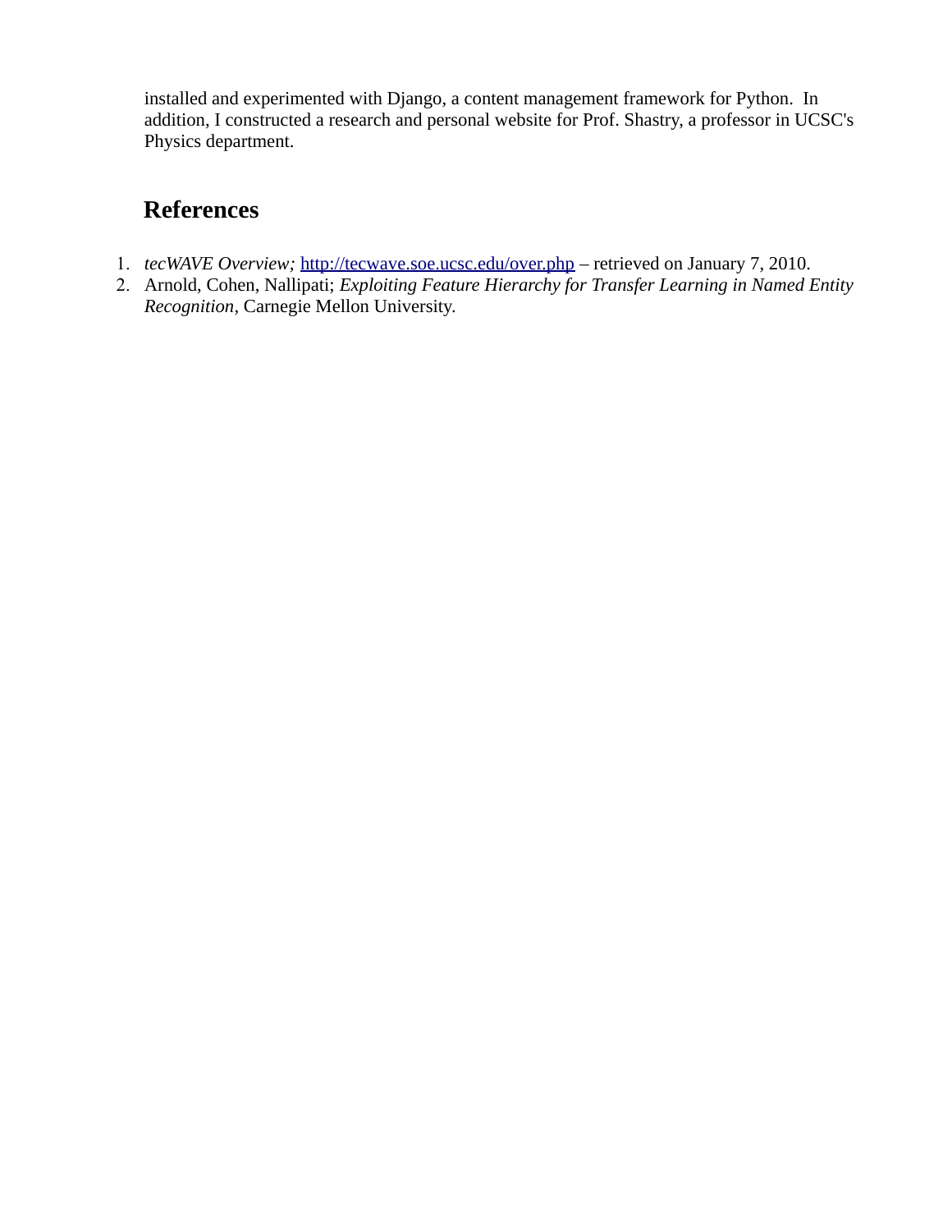installed and experimented with Django, a content management framework for Python. In addition, I constructed a research and personal website for Prof. Shastry, a professor in UCSC's Physics department.

## References

1. *tecWAVE Overview;* http://tecwave.soe.ucsc.edu/over.php – retrieved on January 7, 2010.
2. Arnold, Cohen, Nallipati; *Exploiting Feature Hierarchy for Transfer Learning in Named Entity Recognition*, Carnegie Mellon University.